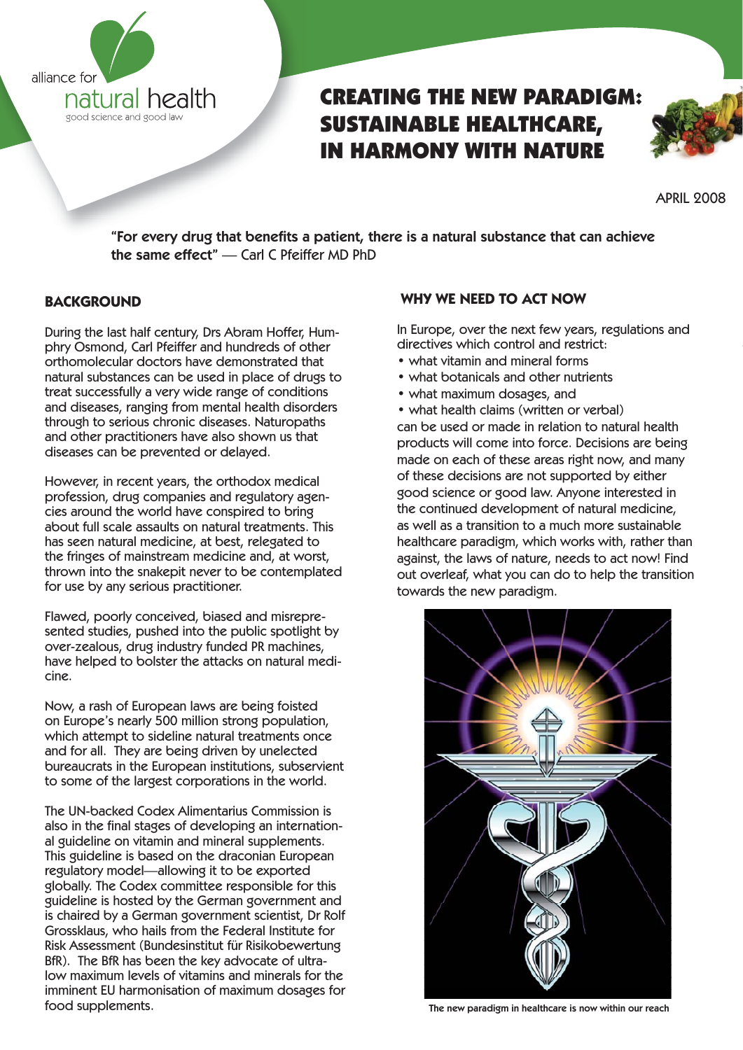alliance for natural health

good science and good law

# CREATING THE NEW PARADIGM: SUSTAINABLE HEALTHCARE, IN HARMONY WITH NATURE

APRIL 2008

**"For every drug that benefits a patient, there is a natural substance that can achieve the same effect"** — Carl C Pfeiffer MD PhD

## BACKGROUND

During the last half century, Drs Abram Hoffer, Humphry Osmond, Carl Pfeiffer and hundreds of other orthomolecular doctors have demonstrated that natural substances can be used in place of drugs to treat successfully a very wide range of conditions and diseases, ranging from mental health disorders through to serious chronic diseases. Naturopaths and other practitioners have also shown us that diseases can be prevented or delayed.

However, in recent years, the orthodox medical profession, drug companies and regulatory agencies around the world have conspired to bring about full scale assaults on natural treatments. This has seen natural medicine, at best, relegated to the fringes of mainstream medicine and, at worst, thrown into the snakepit never to be contemplated for use by any serious practitioner.

Flawed, poorly conceived, biased and misrepresented studies, pushed into the public spotlight by over-zealous, drug industry funded PR machines, have helped to bolster the attacks on natural medicine.

Now, a rash of European laws are being foisted on Europe's nearly 500 million strong population, which attempt to sideline natural treatments once and for all. They are being driven by unelected bureaucrats in the European institutions, subservient to some of the largest corporations in the world.

The UN-backed Codex Alimentarius Commission is also in the final stages of developing an international guideline on vitamin and mineral supplements. This guideline is based on the draconian European regulatory model—allowing it to be exported globally. The Codex committee responsible for this guideline is hosted by the German government and is chaired by a German government scientist, Dr Rolf Grossklaus, who hails from the Federal Institute for Risk Assessment (Bundesinstitut für Risikobewertung BfR). The BfR has been the key advocate of ultra-low maximum levels of vitamins and minerals for the imminent EU harmonisation of maximum dosages for food supplements.

## WHY WE NEED TO ACT NOW

In Europe, over the next few years, regulations and directives which control and restrict:

- what vitamin and mineral forms
- what botanicals and other nutrients
- what maximum dosages, and
- what health claims (written or verbal)

can be used or made in relation to natural health products will come into force. Decisions are being made on each of these areas right now, and many of these decisions are not supported by either good science or good law. Anyone interested in the continued development of natural medicine, as well as a transition to a much more sustainable healthcare paradigm, which works with, rather than against, the laws of nature, needs to act now! Find out overleaf, what you can do to help the transition towards the new paradigm.

The new paradigm in healthcare is now within our reach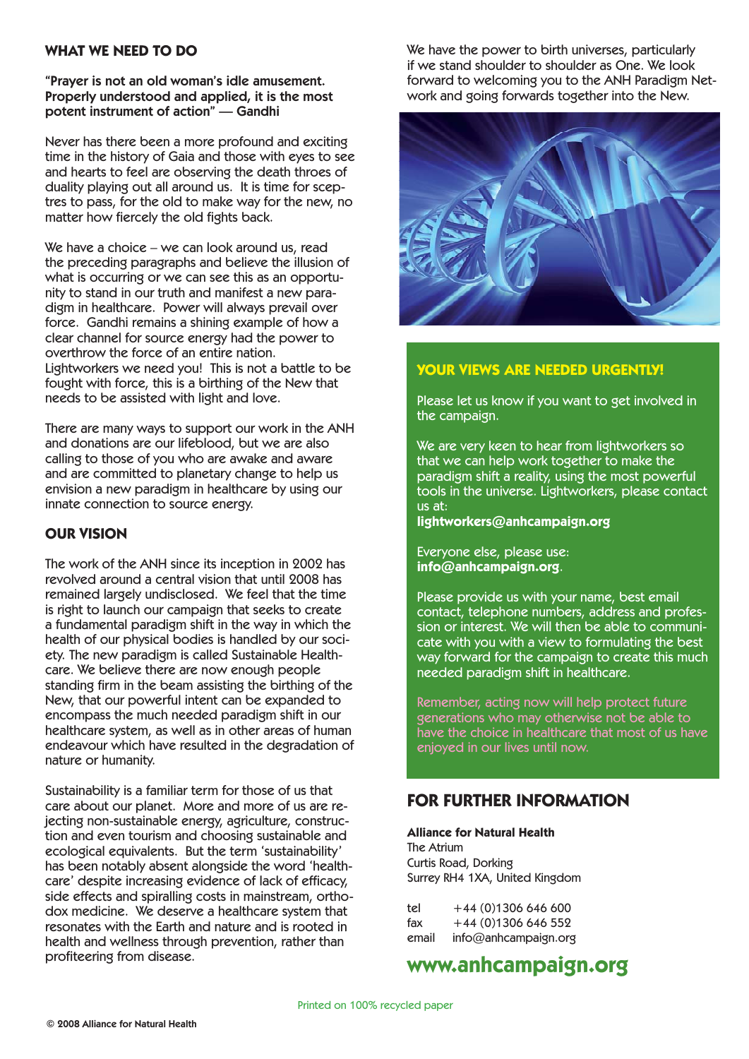## WHAT WE NEED TO DO

**"Prayer is not an old woman's idle amusement. Properly understood and applied, it is the most potent instrument of action" — Gandhi**

Never has there been a more profound and exciting time in the history of Gaia and those with eyes to see and hearts to feel are observing the death throes of duality playing out all around us. It is time for sceptres to pass, for the old to make way for the new, no matter how fiercely the old fights back.

We have a choice – we can look around us, read the preceding paragraphs and believe the illusion of what is occurring or we can see this as an opportunity to stand in our truth and manifest a new paradigm in healthcare. Power will always prevail over force. Gandhi remains a shining example of how a clear channel for source energy had the power to overthrow the force of an entire nation. Lightworkers we need you! This is not a battle to be fought with force, this is a birthing of the New that needs to be assisted with light and love.

There are many ways to support our work in the ANH and donations are our lifeblood, but we are also calling to those of you who are awake and aware and are committed to planetary change to help us envision a new paradigm in healthcare by using our innate connection to source energy.

## OUR VISION

The work of the ANH since its inception in 2002 has revolved around a central vision that until 2008 has remained largely undisclosed. We feel that the time is right to launch our campaign that seeks to create a fundamental paradigm shift in the way in which the health of our physical bodies is handled by our society. The new paradigm is called Sustainable Healthcare. We believe there are now enough people standing firm in the beam assisting the birthing of the New, that our powerful intent can be expanded to encompass the much needed paradigm shift in our healthcare system, as well as in other areas of human endeavour which have resulted in the degradation of nature or humanity.

Sustainability is a familiar term for those of us that care about our planet. More and more of us are rejecting non-sustainable energy, agriculture, construction and even tourism and choosing sustainable and ecological equivalents. But the term 'sustainability' has been notably absent alongside the word 'healthcare' despite increasing evidence of lack of efficacy, side effects and spiralling costs in mainstream, orthodox medicine. We deserve a healthcare system that resonates with the Earth and nature and is rooted in health and wellness through prevention, rather than profiteering from disease.

We have the power to birth universes, particularly if we stand shoulder to shoulder as One. We look forward to welcoming you to the ANH Paradigm Network and going forwards together into the New.

### YOUR VIEWS ARE NEEDED URGENTLY!

Please let us know if you want to get involved in the campaign.

We are very keen to hear from lightworkers so that we can help work together to make the paradigm shift a reality, using the most powerful tools in the universe. Lightworkers, please contact us at:
**lightworkers@anhcampaign.org**

Everyone else, please use:
**info@anhcampaign.org**.

Please provide us with your name, best email contact, telephone numbers, address and profession or interest. We will then be able to communicate with you with a view to formulating the best way forward for the campaign to create this much needed paradigm shift in healthcare.

Remember, acting now will help protect future generations who may otherwise not be able to have the choice in healthcare that most of us have enjoyed in our lives until now.

## FOR FURTHER INFORMATION

**Alliance for Natural Health**
The Atrium
Curtis Road, Dorking
Surrey RH4 1XA, United Kingdom

tel +44 (0)1306 646 600
fax +44 (0)1306 646 552
email info@anhcampaign.org

**www.anhcampaign.org**

Printed on 100% recycled paper

© 2008 Alliance for Natural Health